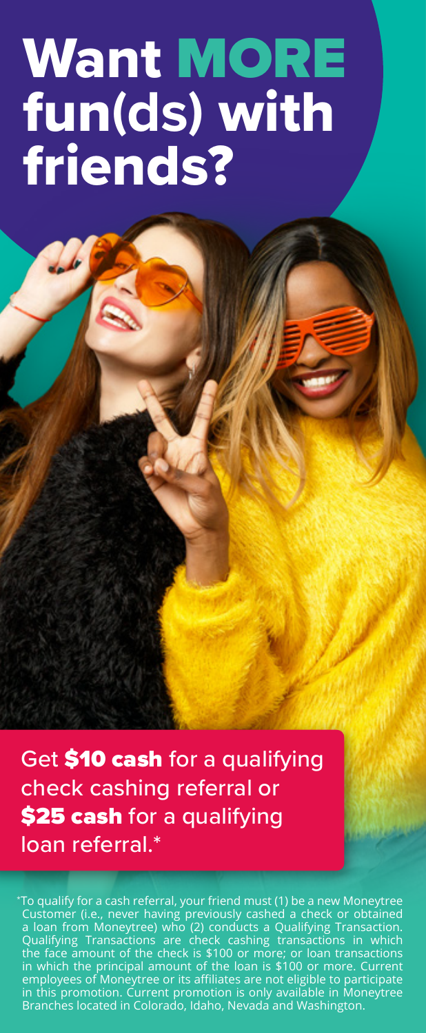# Want MORE fun(ds) with friends?

Get **$10 cash** for a qualifying check cashing referral or **$25 cash** for a qualifying loan referral.*

*To qualify for a cash referral, your friend must (1) be a new Moneytree Customer (i.e., never having previously cashed a check or obtained a loan from Moneytree) who (2) conducts a Qualifying Transaction. Qualifying Transactions are check cashing transactions in which the face amount of the check is $100 or more; or loan transactions in which the principal amount of the loan is $100 or more. Current employees of Moneytree or its affiliates are not eligible to participate in this promotion. Current promotion is only available in Moneytree Branches located in Colorado, Idaho, Nevada and Washington.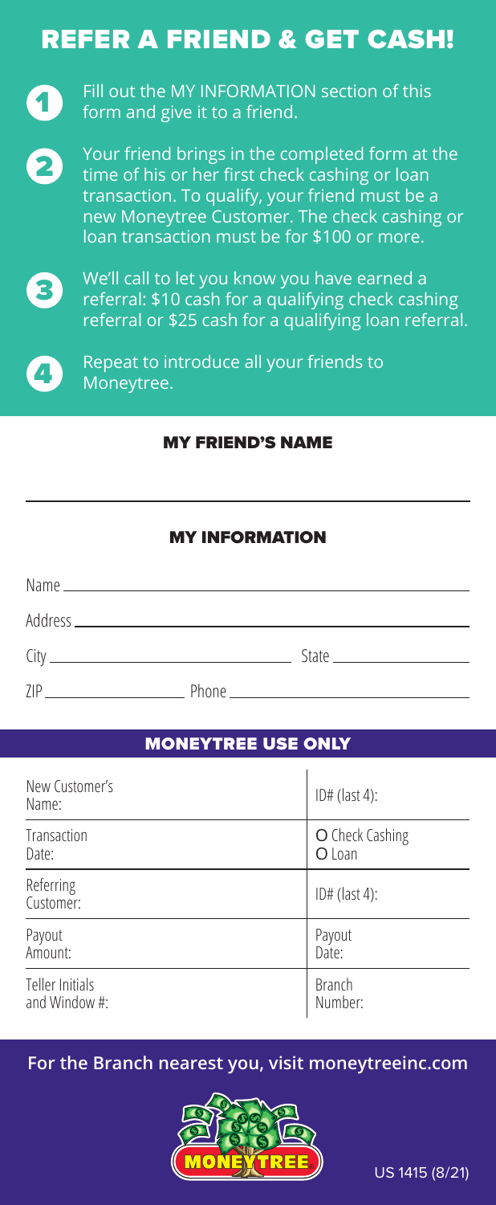# REFER A FRIEND & GET CASH!

1. Fill out the MY INFORMATION section of this form and give it to a friend.
2. Your friend brings in the completed form at the time of his or her first check cashing or loan transaction. To qualify, your friend must be a new Moneytree Customer. The check cashing or loan transaction must be for $100 or more.
3. We'll call to let you know you have earned a referral: $10 cash for a qualifying check cashing referral or $25 cash for a qualifying loan referral.
4. Repeat to introduce all your friends to Moneytree.

## MY FRIEND'S NAME

\_\_\_\_\_\_\_\_\_\_\_\_\_\_\_\_\_\_\_\_\_\_\_\_\_\_\_\_\_\_\_\_\_\_\_\_\_\_\_\_

## MY INFORMATION

Name \_\_\_\_\_\_\_\_\_\_\_\_\_\_\_\_\_\_\_\_\_\_\_\_\_\_\_\_\_\_\_\_\_\_\_\_

Address \_\_\_\_\_\_\_\_\_\_\_\_\_\_\_\_\_\_\_\_\_\_\_\_\_\_\_\_\_\_\_\_\_\_

City \_\_\_\_\_\_\_\_\_\_\_\_\_\_\_\_\_\_\_\_ State \_\_\_\_\_\_\_\_\_\_\_\_

ZIP \_\_\_\_\_\_\_\_\_\_\_\_ Phone \_\_\_\_\_\_\_\_\_\_\_\_\_\_\_\_\_\_\_\_

## MONEYTREE USE ONLY

| | |
|---|---|
| New Customer's Name: | ID# (last 4): |
| Transaction Date: | O Check Cashing<br>O Loan |
| Referring Customer: | ID# (last 4): |
| Payout Amount: | Payout Date: |
| Teller Initials and Window #: | Branch Number: |

**For the Branch nearest you, visit moneytreeinc.com**

MONEYTREE

US 1415 (8/21)